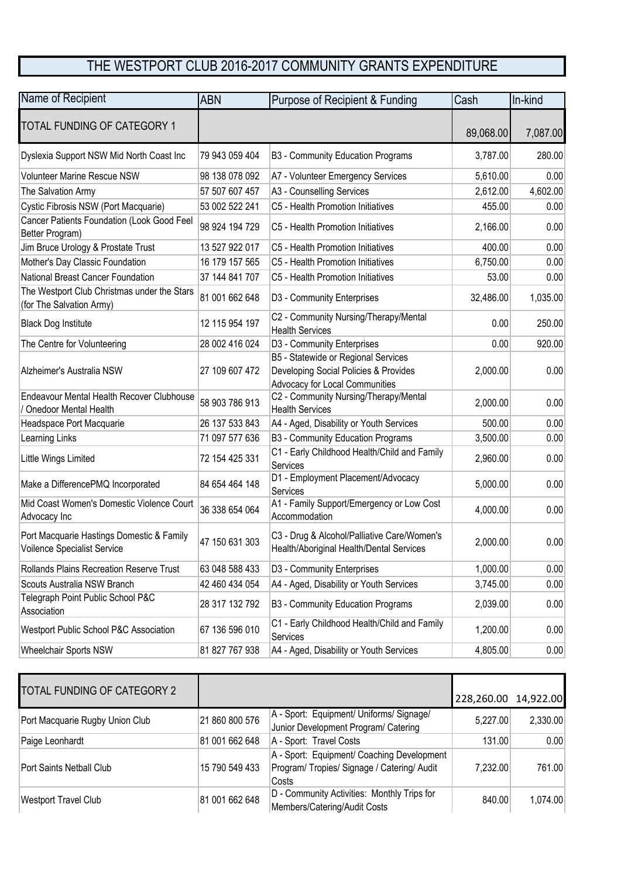# THE WESTPORT CLUB 2016-2017 COMMUNITY GRANTS EXPENDITURE

| Name of Recipient | ABN | Purpose of Recipient & Funding | Cash | In-kind |
|---|---|---|---|---|
| TOTAL FUNDING OF CATEGORY 1 | | | 89,068.00 | 7,087.00 |
| Dyslexia Support NSW Mid North Coast Inc | 79 943 059 404 | B3 - Community Education Programs | 3,787.00 | 280.00 |
| Volunteer Marine Rescue NSW | 98 138 078 092 | A7 - Volunteer Emergency Services | 5,610.00 | 0.00 |
| The Salvation Army | 57 507 607 457 | A3 - Counselling Services | 2,612.00 | 4,602.00 |
| Cystic Fibrosis NSW (Port Macquarie) | 53 002 522 241 | C5 - Health Promotion Initiatives | 455.00 | 0.00 |
| Cancer Patients Foundation (Look Good Feel Better Program) | 98 924 194 729 | C5 - Health Promotion Initiatives | 2,166.00 | 0.00 |
| Jim Bruce Urology & Prostate Trust | 13 527 922 017 | C5 - Health Promotion Initiatives | 400.00 | 0.00 |
| Mother's Day Classic Foundation | 16 179 157 565 | C5 - Health Promotion Initiatives | 6,750.00 | 0.00 |
| National Breast Cancer Foundation | 37 144 841 707 | C5 - Health Promotion Initiatives | 53.00 | 0.00 |
| The Westport Club Christmas under the Stars (for The Salvation Army) | 81 001 662 648 | D3 - Community Enterprises | 32,486.00 | 1,035.00 |
| Black Dog Institute | 12 115 954 197 | C2 - Community Nursing/Therapy/Mental Health Services | 0.00 | 250.00 |
| The Centre for Volunteering | 28 002 416 024 | D3 - Community Enterprises | 0.00 | 920.00 |
| Alzheimer's Australia NSW | 27 109 607 472 | B5 - Statewide or Regional Services Developing Social Policies & Provides Advocacy for Local Communities | 2,000.00 | 0.00 |
| Endeavour Mental Health Recover Clubhouse / Onedoor Mental Health | 58 903 786 913 | C2 - Community Nursing/Therapy/Mental Health Services | 2,000.00 | 0.00 |
| Headspace Port Macquarie | 26 137 533 843 | A4 - Aged, Disability or Youth Services | 500.00 | 0.00 |
| Learning Links | 71 097 577 636 | B3 - Community Education Programs | 3,500.00 | 0.00 |
| Little Wings Limited | 72 154 425 331 | C1 - Early Childhood Health/Child and Family Services | 2,960.00 | 0.00 |
| Make a DifferencePMQ Incorporated | 84 654 464 148 | D1 - Employment Placement/Advocacy Services | 5,000.00 | 0.00 |
| Mid Coast Women's Domestic Violence Court Advocacy Inc | 36 338 654 064 | A1 - Family Support/Emergency or Low Cost Accommodation | 4,000.00 | 0.00 |
| Port Macquarie Hastings Domestic & Family Voilence Specialist Service | 47 150 631 303 | C3 - Drug & Alcohol/Palliative Care/Women's Health/Aboriginal Health/Dental Services | 2,000.00 | 0.00 |
| Rollands Plains Recreation Reserve Trust | 63 048 588 433 | D3 - Community Enterprises | 1,000.00 | 0.00 |
| Scouts Australia NSW Branch | 42 460 434 054 | A4 - Aged, Disability or Youth Services | 3,745.00 | 0.00 |
| Telegraph Point Public School P&C Association | 28 317 132 792 | B3 - Community Education Programs | 2,039.00 | 0.00 |
| Westport Public School P&C Association | 67 136 596 010 | C1 - Early Childhood Health/Child and Family Services | 1,200.00 | 0.00 |
| Wheelchair Sports NSW | 81 827 767 938 | A4 - Aged, Disability or Youth Services | 4,805.00 | 0.00 |

| TOTAL FUNDING OF CATEGORY 2 | | | 228,260.00 | 14,922.00 |
|---|---|---|---|---|
| Port Macquarie Rugby Union Club | 21 860 800 576 | A - Sport: Equipment/ Uniforms/ Signage/ Junior Development Program/ Catering | 5,227.00 | 2,330.00 |
| Paige Leonhardt | 81 001 662 648 | A - Sport: Travel Costs | 131.00 | 0.00 |
| Port Saints Netball Club | 15 790 549 433 | A - Sport: Equipment/ Coaching Development Program/ Tropies/ Signage / Catering/ Audit Costs | 7,232.00 | 761.00 |
| Westport Travel Club | 81 001 662 648 | D - Community Activities: Monthly Trips for Members/Catering/Audit Costs | 840.00 | 1,074.00 |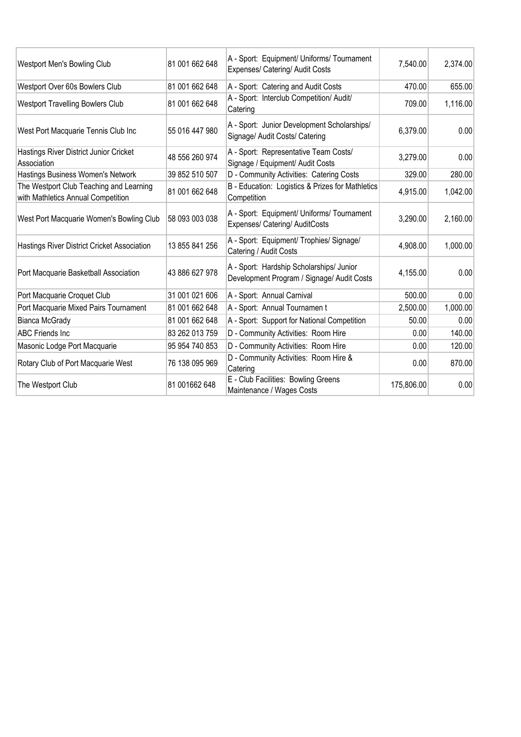| | | | | |
|---|---|---|---|---|
| Westport Men's Bowling Club | 81 001 662 648 | A - Sport: Equipment/ Uniforms/ Tournament Expenses/ Catering/ Audit Costs | 7,540.00 | 2,374.00 |
| Westport Over 60s Bowlers Club | 81 001 662 648 | A - Sport: Catering and Audit Costs | 470.00 | 655.00 |
| Westport Travelling Bowlers Club | 81 001 662 648 | A - Sport: Interclub Competition/ Audit/ Catering | 709.00 | 1,116.00 |
| West Port Macquarie Tennis Club Inc | 55 016 447 980 | A - Sport: Junior Development Scholarships/ Signage/ Audit Costs/ Catering | 6,379.00 | 0.00 |
| Hastings River District Junior Cricket Association | 48 556 260 974 | A - Sport: Representative Team Costs/ Signage / Equipment/ Audit Costs | 3,279.00 | 0.00 |
| Hastings Business Women's Network | 39 852 510 507 | D - Community Activities: Catering Costs | 329.00 | 280.00 |
| The Westport Club Teaching and Learning with Mathletics Annual Competition | 81 001 662 648 | B - Education: Logistics & Prizes for Mathletics Competition | 4,915.00 | 1,042.00 |
| West Port Macquarie Women's Bowling Club | 58 093 003 038 | A - Sport: Equipment/ Uniforms/ Tournament Expenses/ Catering/ AuditCosts | 3,290.00 | 2,160.00 |
| Hastings River District Cricket Association | 13 855 841 256 | A - Sport: Equipment/ Trophies/ Signage/ Catering / Audit Costs | 4,908.00 | 1,000.00 |
| Port Macquarie Basketball Association | 43 886 627 978 | A - Sport: Hardship Scholarships/ Junior Development Program / Signage/ Audit Costs | 4,155.00 | 0.00 |
| Port Macquarie Croquet Club | 31 001 021 606 | A - Sport: Annual Carnival | 500.00 | 0.00 |
| Port Macquarie Mixed Pairs Tournament | 81 001 662 648 | A - Sport: Annual Tournamen t | 2,500.00 | 1,000.00 |
| Bianca McGrady | 81 001 662 648 | A - Sport: Support for National Competition | 50.00 | 0.00 |
| ABC Friends Inc | 83 262 013 759 | D - Community Activities: Room Hire | 0.00 | 140.00 |
| Masonic Lodge Port Macquarie | 95 954 740 853 | D - Community Activities: Room Hire | 0.00 | 120.00 |
| Rotary Club of Port Macquarie West | 76 138 095 969 | D - Community Activities: Room Hire & Catering | 0.00 | 870.00 |
| The Westport Club | 81 001662 648 | E - Club Facilities: Bowling Greens Maintenance / Wages Costs | 175,806.00 | 0.00 |